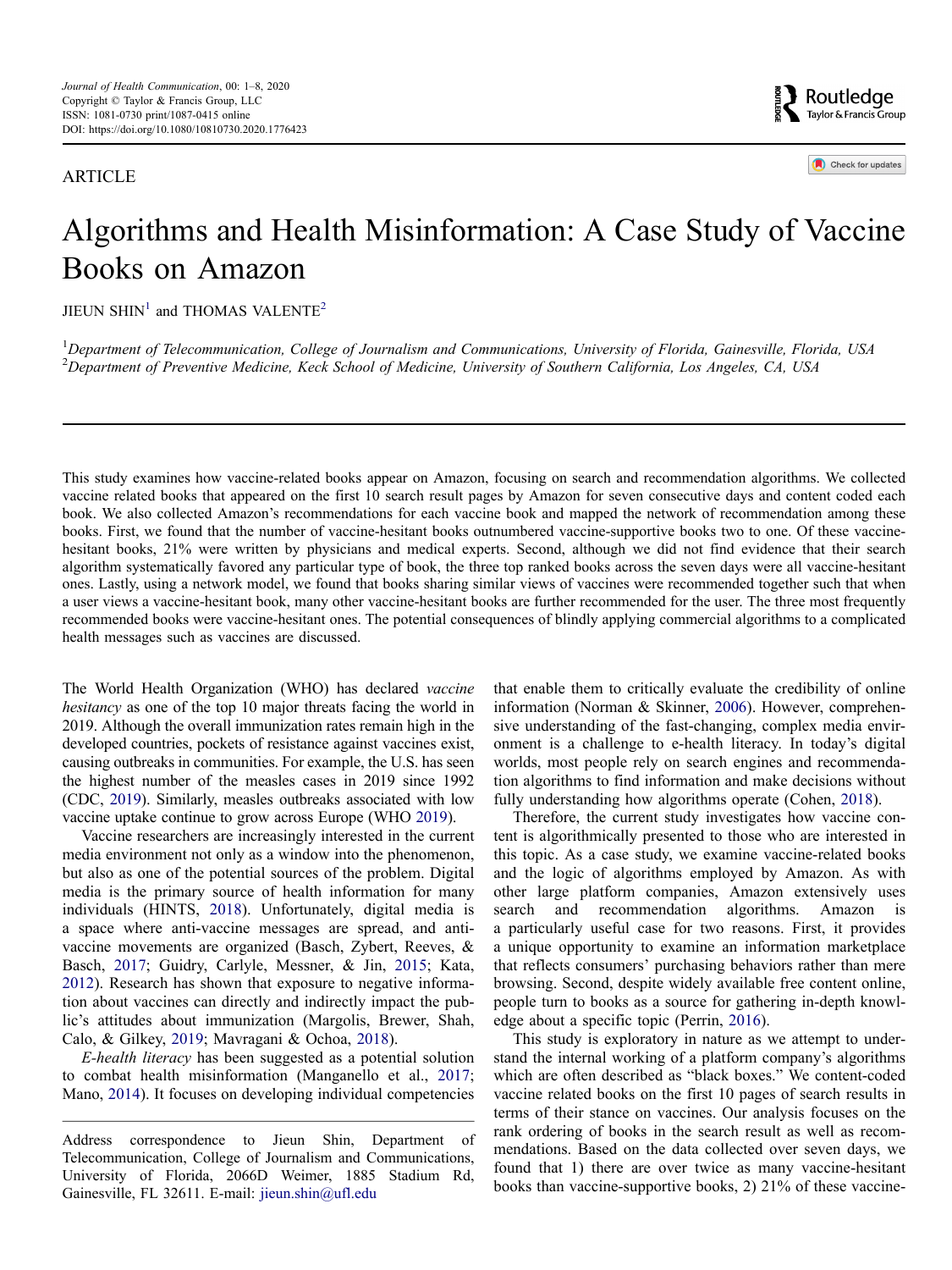ARTICLE

# Algorithms and Health Misinformation: A Case Study of Vaccine Books on Amazon

JIEUN SHIN[1] and THOMAS VALENTE[2]

[1]*Department of Telecommunication, College of Journalism and Communications, University of Florida, Gainesville, Florida, USA*
[2]*Department of Preventive Medicine, Keck School of Medicine, University of Southern California, Los Angeles, CA, USA*

This study examines how vaccine-related books appear on Amazon, focusing on search and recommendation algorithms. We collected vaccine related books that appeared on the first 10 search result pages by Amazon for seven consecutive days and content coded each book. We also collected Amazon's recommendations for each vaccine book and mapped the network of recommendation among these books. First, we found that the number of vaccine-hesitant books outnumbered vaccine-supportive books two to one. Of these vaccine-hesitant books, 21% were written by physicians and medical experts. Second, although we did not find evidence that their search algorithm systematically favored any particular type of book, the three top ranked books across the seven days were all vaccine-hesitant ones. Lastly, using a network model, we found that books sharing similar views of vaccines were recommended together such that when a user views a vaccine-hesitant book, many other vaccine-hesitant books are further recommended for the user. The three most frequently recommended books were vaccine-hesitant ones. The potential consequences of blindly applying commercial algorithms to a complicated health messages such as vaccines are discussed.

The World Health Organization (WHO) has declared *vaccine hesitancy* as one of the top 10 major threats facing the world in 2019. Although the overall immunization rates remain high in the developed countries, pockets of resistance against vaccines exist, causing outbreaks in communities. For example, the U.S. has seen the highest number of the measles cases in 2019 since 1992 (CDC, 2019). Similarly, measles outbreaks associated with low vaccine uptake continue to grow across Europe (WHO 2019).

Vaccine researchers are increasingly interested in the current media environment not only as a window into the phenomenon, but also as one of the potential sources of the problem. Digital media is the primary source of health information for many individuals (HINTS, 2018). Unfortunately, digital media is a space where anti-vaccine messages are spread, and anti-vaccine movements are organized (Basch, Zybert, Reeves, & Basch, 2017; Guidry, Carlyle, Messner, & Jin, 2015; Kata, 2012). Research has shown that exposure to negative information about vaccines can directly and indirectly impact the public's attitudes about immunization (Margolis, Brewer, Shah, Calo, & Gilkey, 2019; Mavragani & Ochoa, 2018).

*E-health literacy* has been suggested as a potential solution to combat health misinformation (Manganello et al., 2017; Mano, 2014). It focuses on developing individual competencies that enable them to critically evaluate the credibility of online information (Norman & Skinner, 2006). However, comprehensive understanding of the fast-changing, complex media environment is a challenge to e-health literacy. In today's digital worlds, most people rely on search engines and recommendation algorithms to find information and make decisions without fully understanding how algorithms operate (Cohen, 2018).

Therefore, the current study investigates how vaccine content is algorithmically presented to those who are interested in this topic. As a case study, we examine vaccine-related books and the logic of algorithms employed by Amazon. As with other large platform companies, Amazon extensively uses search and recommendation algorithms. Amazon is a particularly useful case for two reasons. First, it provides a unique opportunity to examine an information marketplace that reflects consumers' purchasing behaviors rather than mere browsing. Second, despite widely available free content online, people turn to books as a source for gathering in-depth knowledge about a specific topic (Perrin, 2016).

This study is exploratory in nature as we attempt to understand the internal working of a platform company's algorithms which are often described as "black boxes." We content-coded vaccine related books on the first 10 pages of search results in terms of their stance on vaccines. Our analysis focuses on the rank ordering of books in the search result as well as recommendations. Based on the data collected over seven days, we found that 1) there are over twice as many vaccine-hesitant books than vaccine-supportive books, 2) 21% of these vaccine-

Address correspondence to Jieun Shin, Department of Telecommunication, College of Journalism and Communications, University of Florida, 2066D Weimer, 1885 Stadium Rd, Gainesville, FL 32611. E-mail: jieun.shin@ufl.edu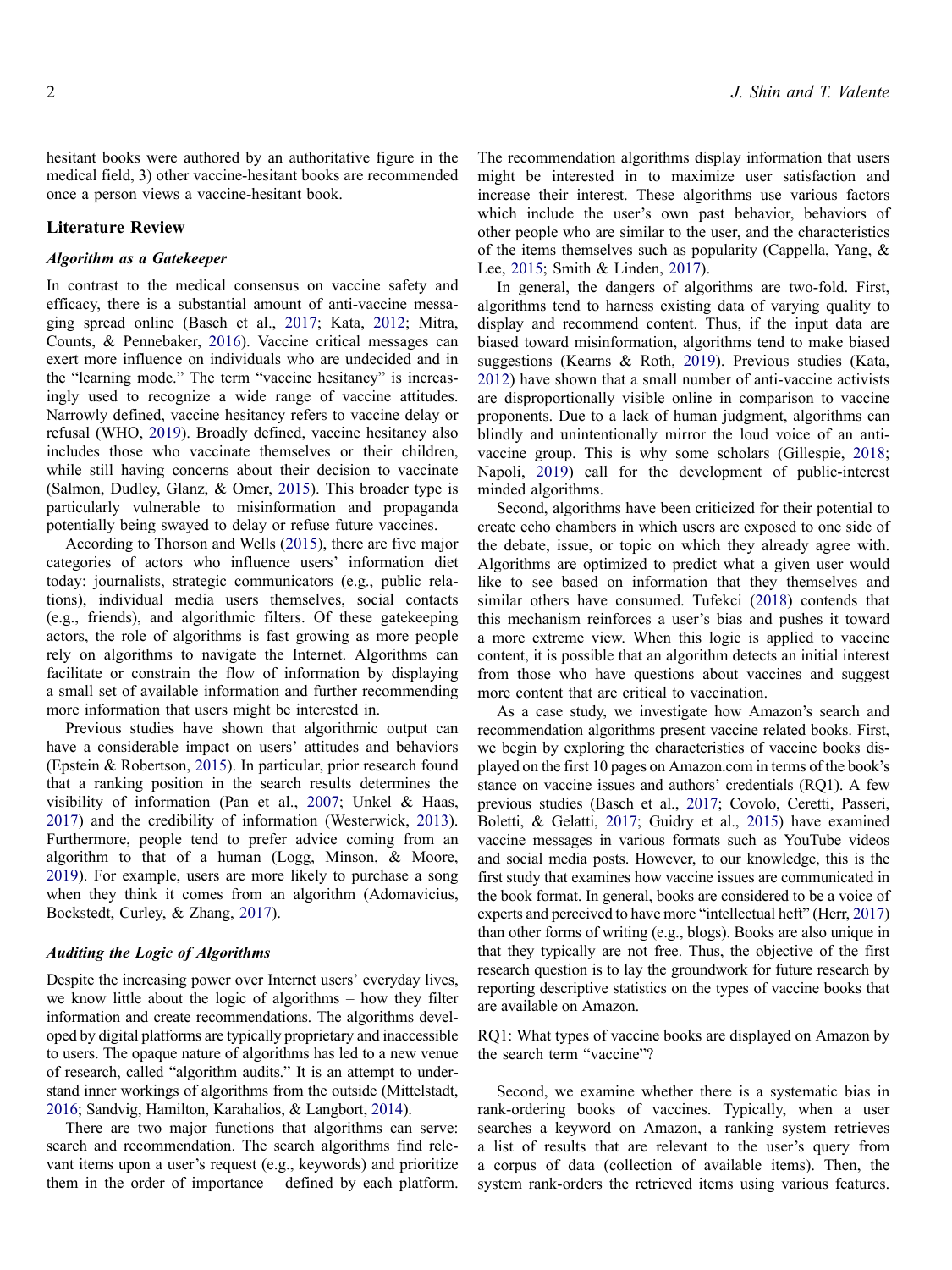hesitant books were authored by an authoritative figure in the medical field, 3) other vaccine-hesitant books are recommended once a person views a vaccine-hesitant book.

## Literature Review

### *Algorithm as a Gatekeeper*

In contrast to the medical consensus on vaccine safety and efficacy, there is a substantial amount of anti-vaccine messaging spread online (Basch et al., 2017; Kata, 2012; Mitra, Counts, & Pennebaker, 2016). Vaccine critical messages can exert more influence on individuals who are undecided and in the "learning mode." The term "vaccine hesitancy" is increasingly used to recognize a wide range of vaccine attitudes. Narrowly defined, vaccine hesitancy refers to vaccine delay or refusal (WHO, 2019). Broadly defined, vaccine hesitancy also includes those who vaccinate themselves or their children, while still having concerns about their decision to vaccinate (Salmon, Dudley, Glanz, & Omer, 2015). This broader type is particularly vulnerable to misinformation and propaganda potentially being swayed to delay or refuse future vaccines.

According to Thorson and Wells (2015), there are five major categories of actors who influence users' information diet today: journalists, strategic communicators (e.g., public relations), individual media users themselves, social contacts (e.g., friends), and algorithmic filters. Of these gatekeeping actors, the role of algorithms is fast growing as more people rely on algorithms to navigate the Internet. Algorithms can facilitate or constrain the flow of information by displaying a small set of available information and further recommending more information that users might be interested in.

Previous studies have shown that algorithmic output can have a considerable impact on users' attitudes and behaviors (Epstein & Robertson, 2015). In particular, prior research found that a ranking position in the search results determines the visibility of information (Pan et al., 2007; Unkel & Haas, 2017) and the credibility of information (Westerwick, 2013). Furthermore, people tend to prefer advice coming from an algorithm to that of a human (Logg, Minson, & Moore, 2019). For example, users are more likely to purchase a song when they think it comes from an algorithm (Adomavicius, Bockstedt, Curley, & Zhang, 2017).

### *Auditing the Logic of Algorithms*

Despite the increasing power over Internet users' everyday lives, we know little about the logic of algorithms – how they filter information and create recommendations. The algorithms developed by digital platforms are typically proprietary and inaccessible to users. The opaque nature of algorithms has led to a new venue of research, called "algorithm audits." It is an attempt to understand inner workings of algorithms from the outside (Mittelstadt, 2016; Sandvig, Hamilton, Karahalios, & Langbort, 2014).

There are two major functions that algorithms can serve: search and recommendation. The search algorithms find relevant items upon a user's request (e.g., keywords) and prioritize them in the order of importance – defined by each platform. The recommendation algorithms display information that users might be interested in to maximize user satisfaction and increase their interest. These algorithms use various factors which include the user's own past behavior, behaviors of other people who are similar to the user, and the characteristics of the items themselves such as popularity (Cappella, Yang, & Lee, 2015; Smith & Linden, 2017).

In general, the dangers of algorithms are two-fold. First, algorithms tend to harness existing data of varying quality to display and recommend content. Thus, if the input data are biased toward misinformation, algorithms tend to make biased suggestions (Kearns & Roth, 2019). Previous studies (Kata, 2012) have shown that a small number of anti-vaccine activists are disproportionally visible online in comparison to vaccine proponents. Due to a lack of human judgment, algorithms can blindly and unintentionally mirror the loud voice of an anti-vaccine group. This is why some scholars (Gillespie, 2018; Napoli, 2019) call for the development of public-interest minded algorithms.

Second, algorithms have been criticized for their potential to create echo chambers in which users are exposed to one side of the debate, issue, or topic on which they already agree with. Algorithms are optimized to predict what a given user would like to see based on information that they themselves and similar others have consumed. Tufekci (2018) contends that this mechanism reinforces a user's bias and pushes it toward a more extreme view. When this logic is applied to vaccine content, it is possible that an algorithm detects an initial interest from those who have questions about vaccines and suggest more content that are critical to vaccination.

As a case study, we investigate how Amazon's search and recommendation algorithms present vaccine related books. First, we begin by exploring the characteristics of vaccine books displayed on the first 10 pages on Amazon.com in terms of the book's stance on vaccine issues and authors' credentials (RQ1). A few previous studies (Basch et al., 2017; Covolo, Ceretti, Passeri, Boletti, & Gelatti, 2017; Guidry et al., 2015) have examined vaccine messages in various formats such as YouTube videos and social media posts. However, to our knowledge, this is the first study that examines how vaccine issues are communicated in the book format. In general, books are considered to be a voice of experts and perceived to have more "intellectual heft" (Herr, 2017) than other forms of writing (e.g., blogs). Books are also unique in that they typically are not free. Thus, the objective of the first research question is to lay the groundwork for future research by reporting descriptive statistics on the types of vaccine books that are available on Amazon.

RQ1: What types of vaccine books are displayed on Amazon by the search term "vaccine"?

Second, we examine whether there is a systematic bias in rank-ordering books of vaccines. Typically, when a user searches a keyword on Amazon, a ranking system retrieves a list of results that are relevant to the user's query from a corpus of data (collection of available items). Then, the system rank-orders the retrieved items using various features.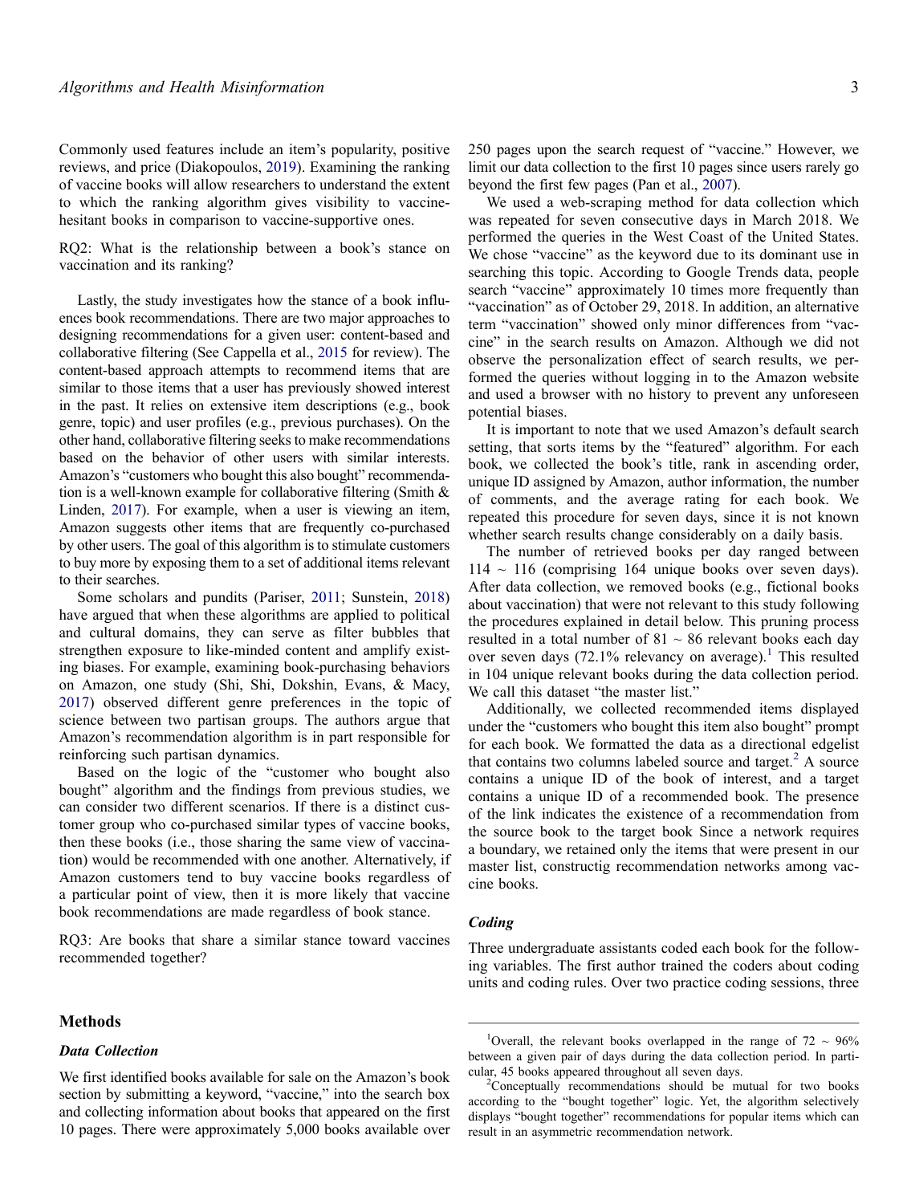Commonly used features include an item's popularity, positive reviews, and price (Diakopoulos, 2019). Examining the ranking of vaccine books will allow researchers to understand the extent to which the ranking algorithm gives visibility to vaccine-hesitant books in comparison to vaccine-supportive ones.

RQ2: What is the relationship between a book's stance on vaccination and its ranking?

Lastly, the study investigates how the stance of a book influences book recommendations. There are two major approaches to designing recommendations for a given user: content-based and collaborative filtering (See Cappella et al., 2015 for review). The content-based approach attempts to recommend items that are similar to those items that a user has previously showed interest in the past. It relies on extensive item descriptions (e.g., book genre, topic) and user profiles (e.g., previous purchases). On the other hand, collaborative filtering seeks to make recommendations based on the behavior of other users with similar interests. Amazon's "customers who bought this also bought" recommendation is a well-known example for collaborative filtering (Smith & Linden, 2017). For example, when a user is viewing an item, Amazon suggests other items that are frequently co-purchased by other users. The goal of this algorithm is to stimulate customers to buy more by exposing them to a set of additional items relevant to their searches.

Some scholars and pundits (Pariser, 2011; Sunstein, 2018) have argued that when these algorithms are applied to political and cultural domains, they can serve as filter bubbles that strengthen exposure to like-minded content and amplify existing biases. For example, examining book-purchasing behaviors on Amazon, one study (Shi, Shi, Dokshin, Evans, & Macy, 2017) observed different genre preferences in the topic of science between two partisan groups. The authors argue that Amazon's recommendation algorithm is in part responsible for reinforcing such partisan dynamics.

Based on the logic of the "customer who bought also bought" algorithm and the findings from previous studies, we can consider two different scenarios. If there is a distinct customer group who co-purchased similar types of vaccine books, then these books (i.e., those sharing the same view of vaccination) would be recommended with one another. Alternatively, if Amazon customers tend to buy vaccine books regardless of a particular point of view, then it is more likely that vaccine book recommendations are made regardless of book stance.

RQ3: Are books that share a similar stance toward vaccines recommended together?

## Methods

### Data Collection

We first identified books available for sale on the Amazon's book section by submitting a keyword, "vaccine," into the search box and collecting information about books that appeared on the first 10 pages. There were approximately 5,000 books available over 250 pages upon the search request of "vaccine." However, we limit our data collection to the first 10 pages since users rarely go beyond the first few pages (Pan et al., 2007).

We used a web-scraping method for data collection which was repeated for seven consecutive days in March 2018. We performed the queries in the West Coast of the United States. We chose "vaccine" as the keyword due to its dominant use in searching this topic. According to Google Trends data, people search "vaccine" approximately 10 times more frequently than "vaccination" as of October 29, 2018. In addition, an alternative term "vaccination" showed only minor differences from "vaccine" in the search results on Amazon. Although we did not observe the personalization effect of search results, we performed the queries without logging in to the Amazon website and used a browser with no history to prevent any unforeseen potential biases.

It is important to note that we used Amazon's default search setting, that sorts items by the "featured" algorithm. For each book, we collected the book's title, rank in ascending order, unique ID assigned by Amazon, author information, the number of comments, and the average rating for each book. We repeated this procedure for seven days, since it is not known whether search results change considerably on a daily basis.

The number of retrieved books per day ranged between 114 ~ 116 (comprising 164 unique books over seven days). After data collection, we removed books (e.g., fictional books about vaccination) that were not relevant to this study following the procedures explained in detail below. This pruning process resulted in a total number of 81 ~ 86 relevant books each day over seven days (72.1% relevancy on average).[1] This resulted in 104 unique relevant books during the data collection period. We call this dataset "the master list."

Additionally, we collected recommended items displayed under the "customers who bought this item also bought" prompt for each book. We formatted the data as a directional edgelist that contains two columns labeled source and target.[2] A source contains a unique ID of the book of interest, and a target contains a unique ID of a recommended book. The presence of the link indicates the existence of a recommendation from the source book to the target book Since a network requires a boundary, we retained only the items that were present in our master list, constructig recommendation networks among vaccine books.

### Coding

Three undergraduate assistants coded each book for the following variables. The first author trained the coders about coding units and coding rules. Over two practice coding sessions, three

---

[1]Overall, the relevant books overlapped in the range of 72 ~ 96% between a given pair of days during the data collection period. In particular, 45 books appeared throughout all seven days.

[2]Conceptually recommendations should be mutual for two books according to the "bought together" logic. Yet, the algorithm selectively displays "bought together" recommendations for popular items which can result in an asymmetric recommendation network.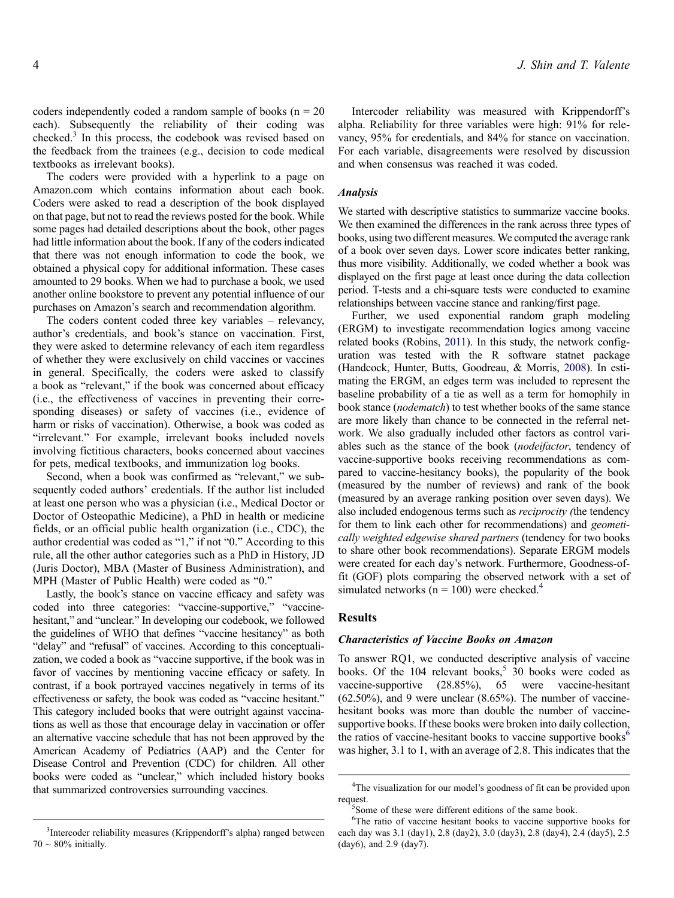coders independently coded a random sample of books (n = 20 each). Subsequently the reliability of their coding was checked.[3] In this process, the codebook was revised based on the feedback from the trainees (e.g., decision to code medical textbooks as irrelevant books).

The coders were provided with a hyperlink to a page on Amazon.com which contains information about each book. Coders were asked to read a description of the book displayed on that page, but not to read the reviews posted for the book. While some pages had detailed descriptions about the book, other pages had little information about the book. If any of the coders indicated that there was not enough information to code the book, we obtained a physical copy for additional information. These cases amounted to 29 books. When we had to purchase a book, we used another online bookstore to prevent any potential influence of our purchases on Amazon's search and recommendation algorithm.

The coders content coded three key variables – relevancy, author's credentials, and book's stance on vaccination. First, they were asked to determine relevancy of each item regardless of whether they were exclusively on child vaccines or vaccines in general. Specifically, the coders were asked to classify a book as "relevant," if the book was concerned about efficacy (i.e., the effectiveness of vaccines in preventing their corresponding diseases) or safety of vaccines (i.e., evidence of harm or risks of vaccination). Otherwise, a book was coded as "irrelevant." For example, irrelevant books included novels involving fictitious characters, books concerned about vaccines for pets, medical textbooks, and immunization log books.

Second, when a book was confirmed as "relevant," we subsequently coded authors' credentials. If the author list included at least one person who was a physician (i.e., Medical Doctor or Doctor of Osteopathic Medicine), a PhD in health or medicine fields, or an official public health organization (i.e., CDC), the author credential was coded as "1," if not "0." According to this rule, all the other author categories such as a PhD in History, JD (Juris Doctor), MBA (Master of Business Administration), and MPH (Master of Public Health) were coded as "0."

Lastly, the book's stance on vaccine efficacy and safety was coded into three categories: "vaccine-supportive," "vaccine-hesitant," and "unclear." In developing our codebook, we followed the guidelines of WHO that defines "vaccine hesitancy" as both "delay" and "refusal" of vaccines. According to this conceptualization, we coded a book as "vaccine supportive, if the book was in favor of vaccines by mentioning vaccine efficacy or safety. In contrast, if a book portrayed vaccines negatively in terms of its effectiveness or safety, the book was coded as "vaccine hesitant." This category included books that were outright against vaccinations as well as those that encourage delay in vaccination or offer an alternative vaccine schedule that has not been approved by the American Academy of Pediatrics (AAP) and the Center for Disease Control and Prevention (CDC) for children. All other books were coded as "unclear," which included history books that summarized controversies surrounding vaccines.

Intercoder reliability was measured with Krippendorff's alpha. Reliability for three variables were high: 91% for relevancy, 95% for credentials, and 84% for stance on vaccination. For each variable, disagreements were resolved by discussion and when consensus was reached it was coded.

### Analysis

We started with descriptive statistics to summarize vaccine books. We then examined the differences in the rank across three types of books, using two different measures. We computed the average rank of a book over seven days. Lower score indicates better ranking, thus more visibility. Additionally, we coded whether a book was displayed on the first page at least once during the data collection period. T-tests and a chi-square tests were conducted to examine relationships between vaccine stance and ranking/first page.

Further, we used exponential random graph modeling (ERGM) to investigate recommendation logics among vaccine related books (Robins, 2011). In this study, the network configuration was tested with the R software statnet package (Handcock, Hunter, Butts, Goodreau, & Morris, 2008). In estimating the ERGM, an edges term was included to represent the baseline probability of a tie as well as a term for homophily in book stance (*nodematch*) to test whether books of the same stance are more likely than chance to be connected in the referral network. We also gradually included other factors as control variables such as the stance of the book (*nodeifactor*, tendency of vaccine-supportive books receiving recommendations as compared to vaccine-hesitancy books), the popularity of the book (measured by the number of reviews) and rank of the book (measured by an average ranking position over seven days). We also included endogenous terms such as *reciprocity (*the tendency for them to link each other for recommendations) and *geometically weighted edgewise shared partners* (tendency for two books to share other book recommendations). Separate ERGM models were created for each day's network. Furthermore, Goodness-of-fit (GOF) plots comparing the observed network with a set of simulated networks (n = 100) were checked.[4]

## Results

### Characteristics of Vaccine Books on Amazon

To answer RQ1, we conducted descriptive analysis of vaccine books. Of the 104 relevant books,[5] 30 books were coded as vaccine-supportive (28.85%), 65 were vaccine-hesitant (62.50%), and 9 were unclear (8.65%). The number of vaccine-hesitant books was more than double the number of vaccine-supportive books. If these books were broken into daily collection, the ratios of vaccine-hesitant books to vaccine supportive books[6] was higher, 3.1 to 1, with an average of 2.8. This indicates that the

---

[3] Intercoder reliability measures (Krippendorff's alpha) ranged between 70 ~ 80% initially.

[4] The visualization for our model's goodness of fit can be provided upon request.

[5] Some of these were different editions of the same book.

[6] The ratio of vaccine hesitant books to vaccine supportive books for each day was 3.1 (day1), 2.8 (day2), 3.0 (day3), 2.8 (day4), 2.4 (day5), 2.5 (day6), and 2.9 (day7).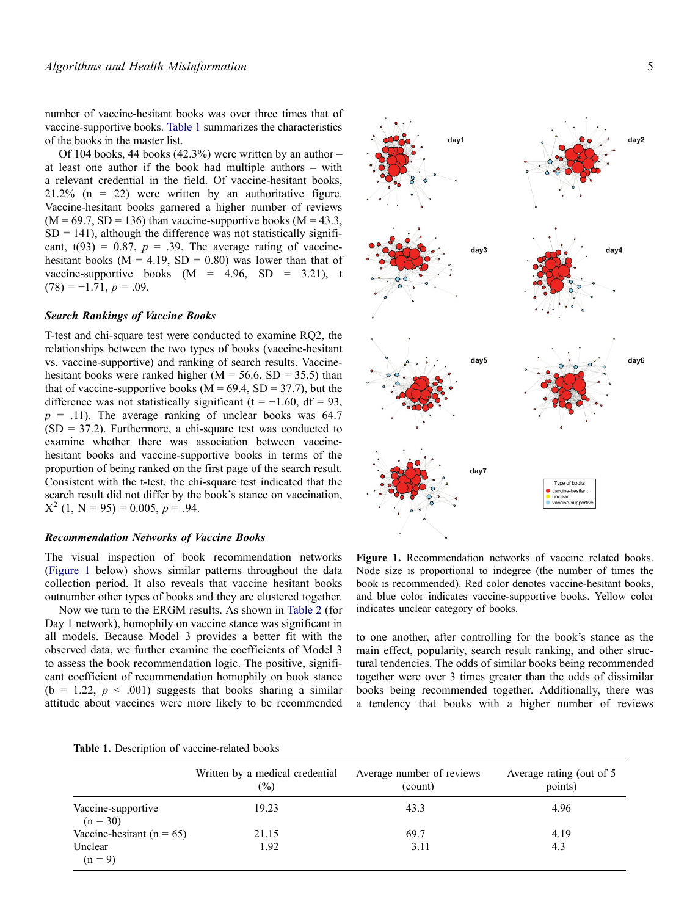number of vaccine-hesitant books was over three times that of vaccine-supportive books. Table 1 summarizes the characteristics of the books in the master list.

Of 104 books, 44 books (42.3%) were written by an author – at least one author if the book had multiple authors – with a relevant credential in the field. Of vaccine-hesitant books, 21.2% (n = 22) were written by an authoritative figure. Vaccine-hesitant books garnered a higher number of reviews (M = 69.7, SD = 136) than vaccine-supportive books (M = 43.3, SD = 141), although the difference was not statistically significant, t(93) = 0.87, $p$ = .39. The average rating of vaccine-hesitant books (M = 4.19, SD = 0.80) was lower than that of vaccine-supportive books (M = 4.96, SD = 3.21), t (78) = −1.71, $p$ = .09.

### *Search Rankings of Vaccine Books*

T-test and chi-square test were conducted to examine RQ2, the relationships between the two types of books (vaccine-hesitant vs. vaccine-supportive) and ranking of search results. Vaccine-hesitant books were ranked higher (M = 56.6, SD = 35.5) than that of vaccine-supportive books (M = 69.4, SD = 37.7), but the difference was not statistically significant (t = −1.60, df = 93, $p$ = .11). The average ranking of unclear books was 64.7 (SD = 37.2). Furthermore, a chi-square test was conducted to examine whether there was association between vaccine-hesitant books and vaccine-supportive books in terms of the proportion of being ranked on the first page of the search result. Consistent with the t-test, the chi-square test indicated that the search result did not differ by the book's stance on vaccination, $X^2$ (1, N = 95) = 0.005, $p$ = .94.

### *Recommendation Networks of Vaccine Books*

The visual inspection of book recommendation networks (Figure 1 below) shows similar patterns throughout the data collection period. It also reveals that vaccine hesitant books outnumber other types of books and they are clustered together.

Now we turn to the ERGM results. As shown in Table 2 (for Day 1 network), homophily on vaccine stance was significant in all models. Because Model 3 provides a better fit with the observed data, we further examine the coefficients of Model 3 to assess the book recommendation logic. The positive, significant coefficient of recommendation homophily on book stance (b = 1.22, $p$ < .001) suggests that books sharing a similar attitude about vaccines were more likely to be recommended to one another, after controlling for the book's stance as the main effect, popularity, search result ranking, and other structural tendencies. The odds of similar books being recommended together were over 3 times greater than the odds of dissimilar books being recommended together. Additionally, there was a tendency that books with a higher number of reviews

**Figure 1.** Recommendation networks of vaccine related books. Node size is proportional to indegree (the number of times the book is recommended). Red color denotes vaccine-hesitant books, and blue color indicates vaccine-supportive books. Yellow color indicates unclear category of books.

**Table 1.** Description of vaccine-related books

| | Written by a medical credential (%) | Average number of reviews (count) | Average rating (out of 5 points) |
|---|---|---|---|
| Vaccine-supportive (n = 30) | 19.23 | 43.3 | 4.96 |
| Vaccine-hesitant (n = 65) | 21.15 | 69.7 | 4.19 |
| Unclear (n = 9) | 1.92 | 3.11 | 4.3 |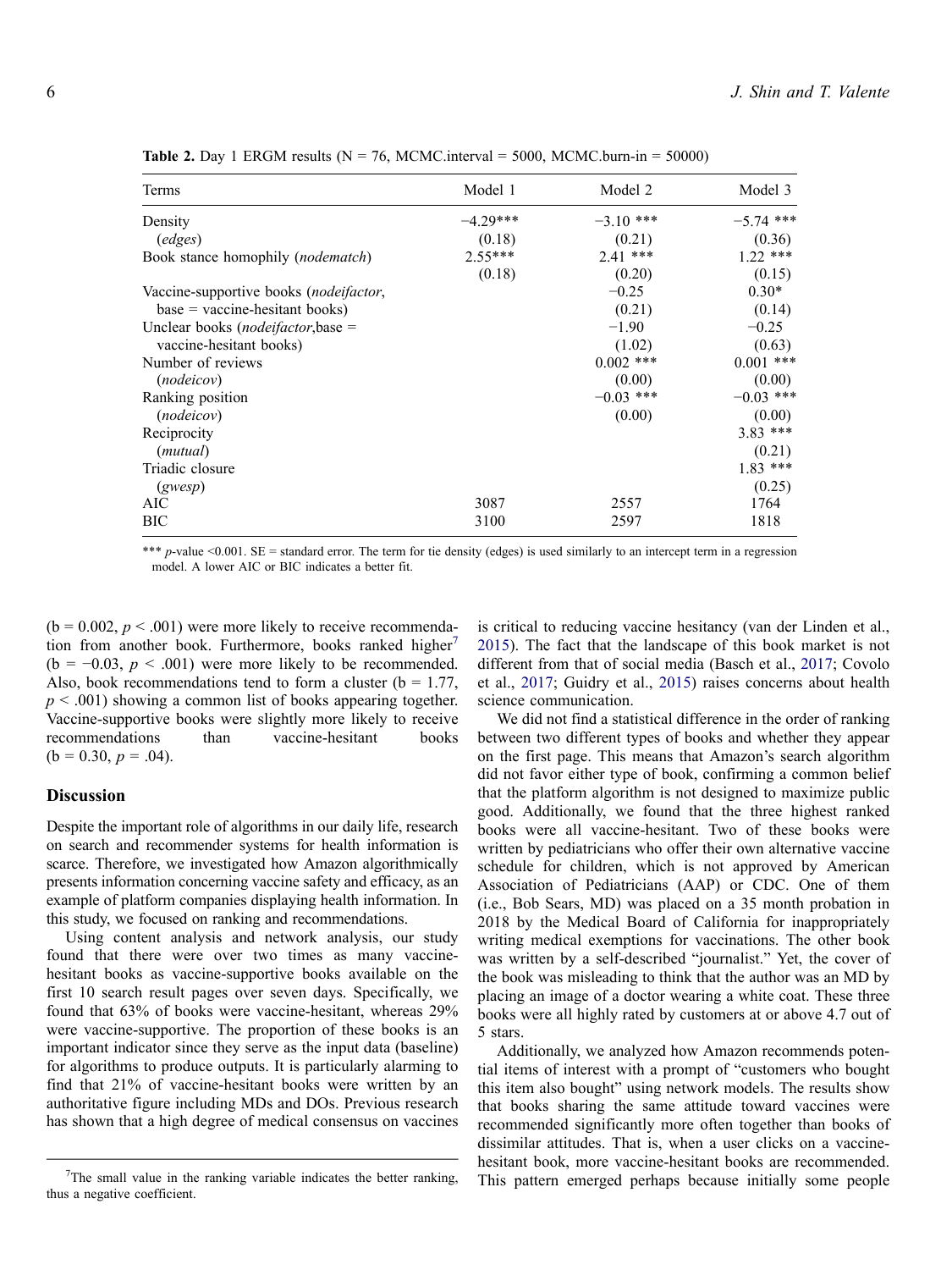**Table 2.** Day 1 ERGM results (N = 76, MCMC.interval = 5000, MCMC.burn-in = 50000)

| Terms | Model 1 | Model 2 | Model 3 |
|---|---|---|---|
| Density | −4.29*** | −3.10 *** | −5.74 *** |
| (*edges*) | (0.18) | (0.21) | (0.36) |
| Book stance homophily (*nodematch*) | 2.55*** | 2.41 *** | 1.22 *** |
| | (0.18) | (0.20) | (0.15) |
| Vaccine-supportive books (*nodeifactor*, base = vaccine-hesitant books) | | −0.25 | 0.30* |
| | | (0.21) | (0.14) |
| Unclear books (*nodeifactor*,base = vaccine-hesitant books) | | −1.90 | −0.25 |
| | | (1.02) | (0.63) |
| Number of reviews | | 0.002 *** | 0.001 *** |
| (*nodeicov*) | | (0.00) | (0.00) |
| Ranking position | | −0.03 *** | −0.03 *** |
| (*nodeicov*) | | (0.00) | (0.00) |
| Reciprocity | | | 3.83 *** |
| (*mutual*) | | | (0.21) |
| Triadic closure | | | 1.83 *** |
| (*gwesp*) | | | (0.25) |
| AIC | 3087 | 2557 | 1764 |
| BIC | 3100 | 2597 | 1818 |

\*\*\* *p*-value <0.001. SE = standard error. The term for tie density (edges) is used similarly to an intercept term in a regression model. A lower AIC or BIC indicates a better fit.

(b = 0.002, $p < .001$) were more likely to receive recommendation from another book. Furthermore, books ranked higher[7] (b = −0.03, $p < .001$) were more likely to be recommended. Also, book recommendations tend to form a cluster (b = 1.77, $p < .001$) showing a common list of books appearing together. Vaccine-supportive books were slightly more likely to receive recommendations than vaccine-hesitant books (b = 0.30, $p = .04$).

## Discussion

Despite the important role of algorithms in our daily life, research on search and recommender systems for health information is scarce. Therefore, we investigated how Amazon algorithmically presents information concerning vaccine safety and efficacy, as an example of platform companies displaying health information. In this study, we focused on ranking and recommendations.

Using content analysis and network analysis, our study found that there were over two times as many vaccine-hesitant books as vaccine-supportive books available on the first 10 search result pages over seven days. Specifically, we found that 63% of books were vaccine-hesitant, whereas 29% were vaccine-supportive. The proportion of these books is an important indicator since they serve as the input data (baseline) for algorithms to produce outputs. It is particularly alarming to find that 21% of vaccine-hesitant books were written by an authoritative figure including MDs and DOs. Previous research has shown that a high degree of medical consensus on vaccines is critical to reducing vaccine hesitancy (van der Linden et al., 2015). The fact that the landscape of this book market is not different from that of social media (Basch et al., 2017; Covolo et al., 2017; Guidry et al., 2015) raises concerns about health science communication.

We did not find a statistical difference in the order of ranking between two different types of books and whether they appear on the first page. This means that Amazon's search algorithm did not favor either type of book, confirming a common belief that the platform algorithm is not designed to maximize public good. Additionally, we found that the three highest ranked books were all vaccine-hesitant. Two of these books were written by pediatricians who offer their own alternative vaccine schedule for children, which is not approved by American Association of Pediatricians (AAP) or CDC. One of them (i.e., Bob Sears, MD) was placed on a 35 month probation in 2018 by the Medical Board of California for inappropriately writing medical exemptions for vaccinations. The other book was written by a self-described "journalist." Yet, the cover of the book was misleading to think that the author was an MD by placing an image of a doctor wearing a white coat. These three books were all highly rated by customers at or above 4.7 out of 5 stars.

Additionally, we analyzed how Amazon recommends potential items of interest with a prompt of "customers who bought this item also bought" using network models. The results show that books sharing the same attitude toward vaccines were recommended significantly more often together than books of dissimilar attitudes. That is, when a user clicks on a vaccine-hesitant book, more vaccine-hesitant books are recommended. This pattern emerged perhaps because initially some people

[7]The small value in the ranking variable indicates the better ranking, thus a negative coefficient.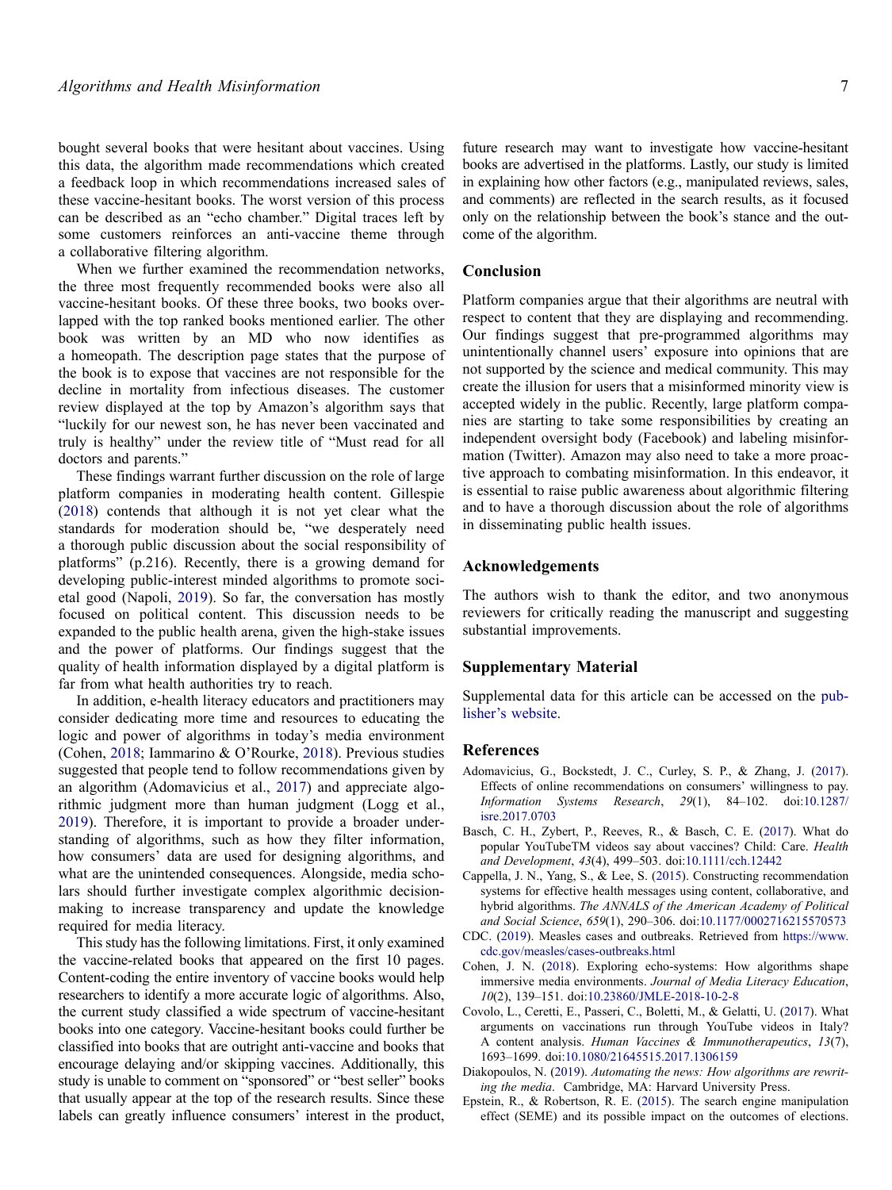bought several books that were hesitant about vaccines. Using this data, the algorithm made recommendations which created a feedback loop in which recommendations increased sales of these vaccine-hesitant books. The worst version of this process can be described as an "echo chamber." Digital traces left by some customers reinforces an anti-vaccine theme through a collaborative filtering algorithm.

When we further examined the recommendation networks, the three most frequently recommended books were also all vaccine-hesitant books. Of these three books, two books overlapped with the top ranked books mentioned earlier. The other book was written by an MD who now identifies as a homeopath. The description page states that the purpose of the book is to expose that vaccines are not responsible for the decline in mortality from infectious diseases. The customer review displayed at the top by Amazon's algorithm says that "luckily for our newest son, he has never been vaccinated and truly is healthy" under the review title of "Must read for all doctors and parents."

These findings warrant further discussion on the role of large platform companies in moderating health content. Gillespie (2018) contends that although it is not yet clear what the standards for moderation should be, "we desperately need a thorough public discussion about the social responsibility of platforms" (p.216). Recently, there is a growing demand for developing public-interest minded algorithms to promote societal good (Napoli, 2019). So far, the conversation has mostly focused on political content. This discussion needs to be expanded to the public health arena, given the high-stake issues and the power of platforms. Our findings suggest that the quality of health information displayed by a digital platform is far from what health authorities try to reach.

In addition, e-health literacy educators and practitioners may consider dedicating more time and resources to educating the logic and power of algorithms in today's media environment (Cohen, 2018; Iammarino & O'Rourke, 2018). Previous studies suggested that people tend to follow recommendations given by an algorithm (Adomavicius et al., 2017) and appreciate algorithmic judgment more than human judgment (Logg et al., 2019). Therefore, it is important to provide a broader understanding of algorithms, such as how they filter information, how consumers' data are used for designing algorithms, and what are the unintended consequences. Alongside, media scholars should further investigate complex algorithmic decision-making to increase transparency and update the knowledge required for media literacy.

This study has the following limitations. First, it only examined the vaccine-related books that appeared on the first 10 pages. Content-coding the entire inventory of vaccine books would help researchers to identify a more accurate logic of algorithms. Also, the current study classified a wide spectrum of vaccine-hesitant books into one category. Vaccine-hesitant books could further be classified into books that are outright anti-vaccine and books that encourage delaying and/or skipping vaccines. Additionally, this study is unable to comment on "sponsored" or "best seller" books that usually appear at the top of the research results. Since these labels can greatly influence consumers' interest in the product, future research may want to investigate how vaccine-hesitant books are advertised in the platforms. Lastly, our study is limited in explaining how other factors (e.g., manipulated reviews, sales, and comments) are reflected in the search results, as it focused only on the relationship between the book's stance and the outcome of the algorithm.

## Conclusion

Platform companies argue that their algorithms are neutral with respect to content that they are displaying and recommending. Our findings suggest that pre-programmed algorithms may unintentionally channel users' exposure into opinions that are not supported by the science and medical community. This may create the illusion for users that a misinformed minority view is accepted widely in the public. Recently, large platform companies are starting to take some responsibilities by creating an independent oversight body (Facebook) and labeling misinformation (Twitter). Amazon may also need to take a more proactive approach to combating misinformation. In this endeavor, it is essential to raise public awareness about algorithmic filtering and to have a thorough discussion about the role of algorithms in disseminating public health issues.

## Acknowledgements

The authors wish to thank the editor, and two anonymous reviewers for critically reading the manuscript and suggesting substantial improvements.

## Supplementary Material

Supplemental data for this article can be accessed on the publisher's website.

## References

Adomavicius, G., Bockstedt, J. C., Curley, S. P., & Zhang, J. (2017). Effects of online recommendations on consumers' willingness to pay. *Information Systems Research*, *29*(1), 84–102. doi:10.1287/isre.2017.0703

Basch, C. H., Zybert, P., Reeves, R., & Basch, C. E. (2017). What do popular YouTubeTM videos say about vaccines? Child: Care. *Health and Development*, *43*(4), 499–503. doi:10.1111/cch.12442

Cappella, J. N., Yang, S., & Lee, S. (2015). Constructing recommendation systems for effective health messages using content, collaborative, and hybrid algorithms. *The ANNALS of the American Academy of Political and Social Science*, *659*(1), 290–306. doi:10.1177/0002716215570573

CDC. (2019). Measles cases and outbreaks. Retrieved from https://www.cdc.gov/measles/cases-outbreaks.html

Cohen, J. N. (2018). Exploring echo-systems: How algorithms shape immersive media environments. *Journal of Media Literacy Education*, *10*(2), 139–151. doi:10.23860/JMLE-2018-10-2-8

Covolo, L., Ceretti, E., Passeri, C., Boletti, M., & Gelatti, U. (2017). What arguments on vaccinations run through YouTube videos in Italy? A content analysis. *Human Vaccines & Immunotherapeutics*, *13*(7), 1693–1699. doi:10.1080/21645515.2017.1306159

Diakopoulos, N. (2019). *Automating the news: How algorithms are rewriting the media*. Cambridge, MA: Harvard University Press.

Epstein, R., & Robertson, R. E. (2015). The search engine manipulation effect (SEME) and its possible impact on the outcomes of elections.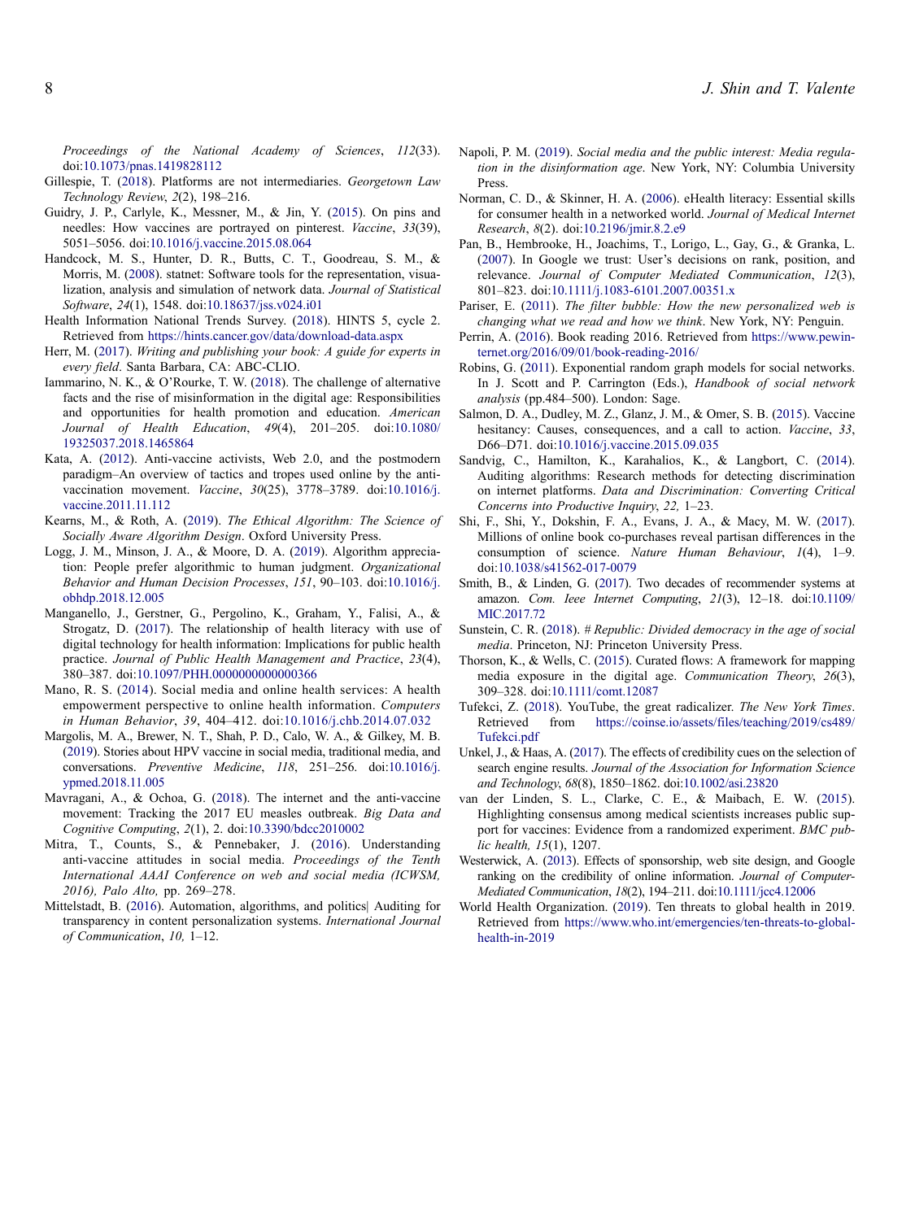*Proceedings of the National Academy of Sciences*, *112*(33). doi:10.1073/pnas.1419828112

Gillespie, T. (2018). Platforms are not intermediaries. *Georgetown Law Technology Review*, *2*(2), 198–216.

Guidry, J. P., Carlyle, K., Messner, M., & Jin, Y. (2015). On pins and needles: How vaccines are portrayed on pinterest. *Vaccine*, *33*(39), 5051–5056. doi:10.1016/j.vaccine.2015.08.064

Handcock, M. S., Hunter, D. R., Butts, C. T., Goodreau, S. M., & Morris, M. (2008). statnet: Software tools for the representation, visualization, analysis and simulation of network data. *Journal of Statistical Software*, *24*(1), 1548. doi:10.18637/jss.v024.i01

Health Information National Trends Survey. (2018). HINTS 5, cycle 2. Retrieved from https://hints.cancer.gov/data/download-data.aspx

Herr, M. (2017). *Writing and publishing your book: A guide for experts in every field*. Santa Barbara, CA: ABC-CLIO.

Iammarino, N. K., & O'Rourke, T. W. (2018). The challenge of alternative facts and the rise of misinformation in the digital age: Responsibilities and opportunities for health promotion and education. *American Journal of Health Education*, *49*(4), 201–205. doi:10.1080/19325037.2018.1465864

Kata, A. (2012). Anti-vaccine activists, Web 2.0, and the postmodern paradigm–An overview of tactics and tropes used online by the anti-vaccination movement. *Vaccine*, *30*(25), 3778–3789. doi:10.1016/j.vaccine.2011.11.112

Kearns, M., & Roth, A. (2019). *The Ethical Algorithm: The Science of Socially Aware Algorithm Design*. Oxford University Press.

Logg, J. M., Minson, J. A., & Moore, D. A. (2019). Algorithm appreciation: People prefer algorithmic to human judgment. *Organizational Behavior and Human Decision Processes*, *151*, 90–103. doi:10.1016/j.obhdp.2018.12.005

Manganello, J., Gerstner, G., Pergolino, K., Graham, Y., Falisi, A., & Strogatz, D. (2017). The relationship of health literacy with use of digital technology for health information: Implications for public health practice. *Journal of Public Health Management and Practice*, *23*(4), 380–387. doi:10.1097/PHH.0000000000000366

Mano, R. S. (2014). Social media and online health services: A health empowerment perspective to online health information. *Computers in Human Behavior*, *39*, 404–412. doi:10.1016/j.chb.2014.07.032

Margolis, M. A., Brewer, N. T., Shah, P. D., Calo, W. A., & Gilkey, M. B. (2019). Stories about HPV vaccine in social media, traditional media, and conversations. *Preventive Medicine*, *118*, 251–256. doi:10.1016/j.ypmed.2018.11.005

Mavragani, A., & Ochoa, G. (2018). The internet and the anti-vaccine movement: Tracking the 2017 EU measles outbreak. *Big Data and Cognitive Computing*, *2*(1), 2. doi:10.3390/bdcc2010002

Mitra, T., Counts, S., & Pennebaker, J. (2016). Understanding anti-vaccine attitudes in social media. *Proceedings of the Tenth International AAAI Conference on web and social media (ICWSM, 2016), Palo Alto,* pp. 269–278.

Mittelstadt, B. (2016). Automation, algorithms, and politics| Auditing for transparency in content personalization systems. *International Journal of Communication*, *10,* 1–12.

Napoli, P. M. (2019). *Social media and the public interest: Media regulation in the disinformation age*. New York, NY: Columbia University Press.

Norman, C. D., & Skinner, H. A. (2006). eHealth literacy: Essential skills for consumer health in a networked world. *Journal of Medical Internet Research*, *8*(2). doi:10.2196/jmir.8.2.e9

Pan, B., Hembrooke, H., Joachims, T., Lorigo, L., Gay, G., & Granka, L. (2007). In Google we trust: User's decisions on rank, position, and relevance. *Journal of Computer Mediated Communication*, *12*(3), 801–823. doi:10.1111/j.1083-6101.2007.00351.x

Pariser, E. (2011). *The filter bubble: How the new personalized web is changing what we read and how we think*. New York, NY: Penguin.

Perrin, A. (2016). Book reading 2016. Retrieved from https://www.pewinternet.org/2016/09/01/book-reading-2016/

Robins, G. (2011). Exponential random graph models for social networks. In J. Scott and P. Carrington (Eds.), *Handbook of social network analysis* (pp.484–500). London: Sage.

Salmon, D. A., Dudley, M. Z., Glanz, J. M., & Omer, S. B. (2015). Vaccine hesitancy: Causes, consequences, and a call to action. *Vaccine*, *33*, D66–D71. doi:10.1016/j.vaccine.2015.09.035

Sandvig, C., Hamilton, K., Karahalios, K., & Langbort, C. (2014). Auditing algorithms: Research methods for detecting discrimination on internet platforms. *Data and Discrimination: Converting Critical Concerns into Productive Inquiry*, *22,* 1–23.

Shi, F., Shi, Y., Dokshin, F. A., Evans, J. A., & Macy, M. W. (2017). Millions of online book co-purchases reveal partisan differences in the consumption of science. *Nature Human Behaviour*, *1*(4), 1–9. doi:10.1038/s41562-017-0079

Smith, B., & Linden, G. (2017). Two decades of recommender systems at amazon. *Com. Ieee Internet Computing*, *21*(3), 12–18. doi:10.1109/MIC.2017.72

Sunstein, C. R. (2018). *# Republic: Divided democracy in the age of social media*. Princeton, NJ: Princeton University Press.

Thorson, K., & Wells, C. (2015). Curated flows: A framework for mapping media exposure in the digital age. *Communication Theory*, *26*(3), 309–328. doi:10.1111/comt.12087

Tufekci, Z. (2018). YouTube, the great radicalizer. *The New York Times*. Retrieved from https://coinse.io/assets/files/teaching/2019/cs489/Tufekci.pdf

Unkel, J., & Haas, A. (2017). The effects of credibility cues on the selection of search engine results. *Journal of the Association for Information Science and Technology*, *68*(8), 1850–1862. doi:10.1002/asi.23820

van der Linden, S. L., Clarke, C. E., & Maibach, E. W. (2015). Highlighting consensus among medical scientists increases public support for vaccines: Evidence from a randomized experiment. *BMC public health, 15*(1), 1207.

Westerwick, A. (2013). Effects of sponsorship, web site design, and Google ranking on the credibility of online information. *Journal of Computer-Mediated Communication*, *18*(2), 194–211. doi:10.1111/jcc4.12006

World Health Organization. (2019). Ten threats to global health in 2019. Retrieved from https://www.who.int/emergencies/ten-threats-to-global-health-in-2019